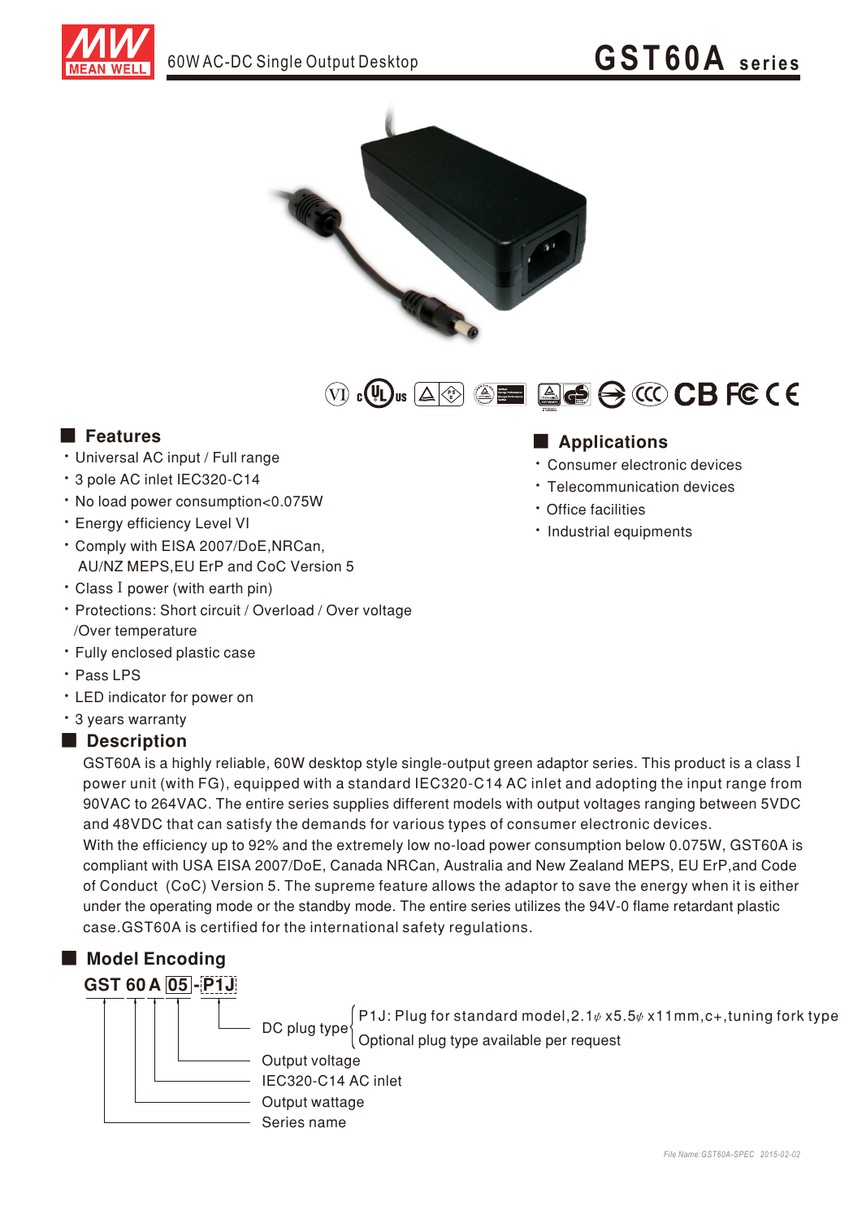# 60W AC-DC Single Output Desktop

# GST60A series

## Features

- Universal AC input / Full range
- 3 pole AC inlet IEC320-C14
- No load power consumption<0.075W
- Energy efficiency Level VI
- Comply with EISA 2007/DoE,NRCan, AU/NZ MEPS,EU ErP and CoC Version 5
- Class I power (with earth pin)
- Protections: Short circuit / Overload / Over voltage /Over temperature
- Fully enclosed plastic case
- Pass LPS
- LED indicator for power on
- 3 years warranty

## Applications

- Consumer electronic devices
- Telecommunication devices
- Office facilities
- Industrial equipments

## Description

GST60A is a highly reliable, 60W desktop style single-output green adaptor series. This product is a class I power unit (with FG), equipped with a standard IEC320-C14 AC inlet and adopting the input range from 90VAC to 264VAC. The entire series supplies different models with output voltages ranging between 5VDC and 48VDC that can satisfy the demands for various types of consumer electronic devices.
With the efficiency up to 92% and the extremely low no-load power consumption below 0.075W, GST60A is compliant with USA EISA 2007/DoE, Canada NRCan, Australia and New Zealand MEPS, EU ErP,and Code of Conduct (CoC) Version 5. The supreme feature allows the adaptor to save the energy when it is either under the operating mode or the standby mode. The entire series utilizes the 94V-0 flame retardant plastic case.GST60A is certified for the international safety regulations.

## Model Encoding

**GST 60 A 05 - P1J**

- P1J: DC plug type
  - P1J: Plug for standard model,2.1φ x5.5φ x11mm,c+,tuning fork type
  - Optional plug type available per request
- 05: Output voltage
- A: IEC320-C14 AC inlet
- 60: Output wattage
- GST: Series name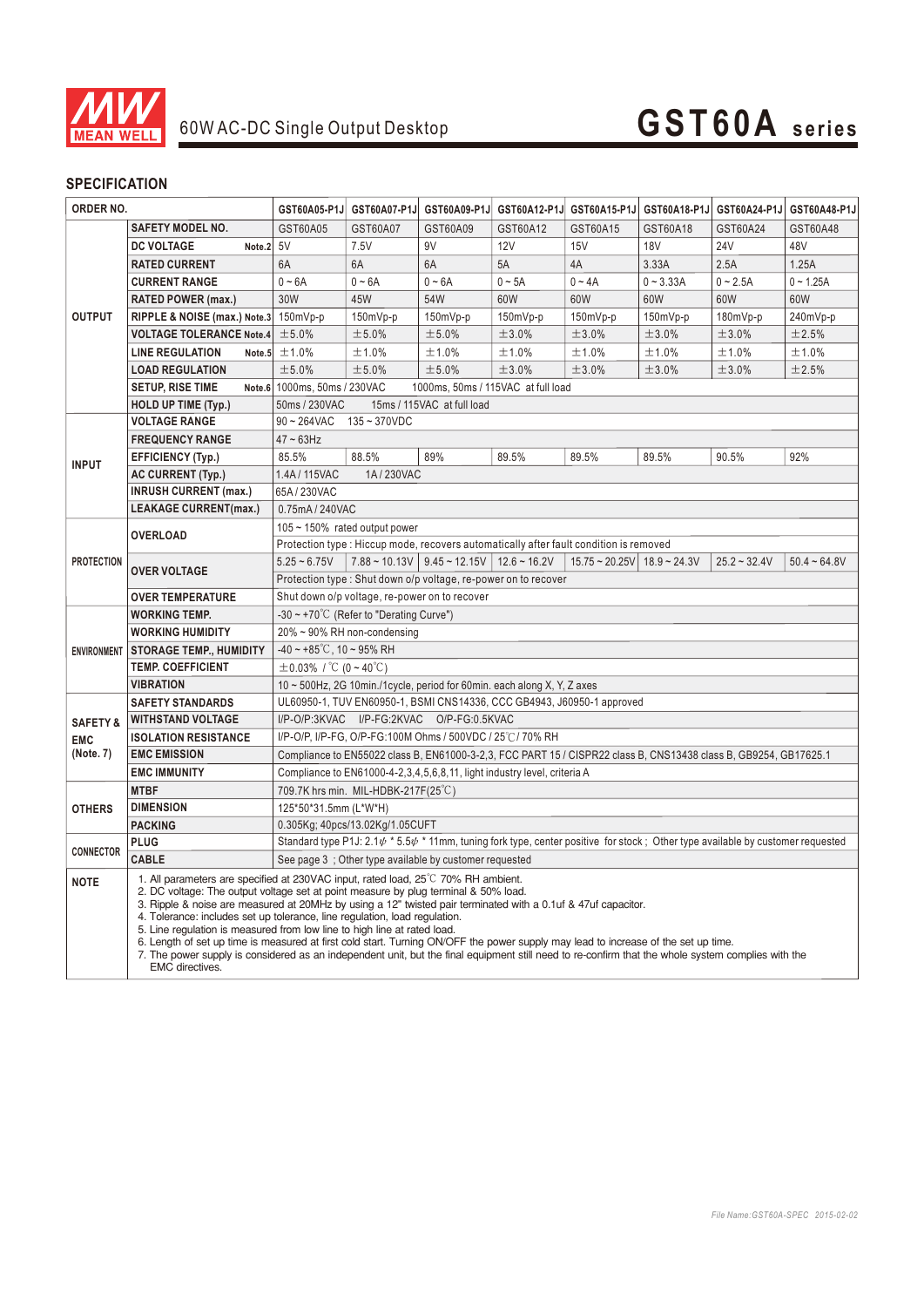# 60W AC-DC Single Output Desktop — GST60A series

## SPECIFICATION

| ORDER NO. | | GST60A05-P1J | GST60A07-P1J | GST60A09-P1J | GST60A12-P1J | GST60A15-P1J | GST60A18-P1J | GST60A24-P1J | GST60A48-P1J |
|---|---|---|---|---|---|---|---|---|---|
| | SAFETY MODEL NO. | GST60A05 | GST60A07 | GST60A09 | GST60A12 | GST60A15 | GST60A18 | GST60A24 | GST60A48 |
| OUTPUT | DC VOLTAGE Note.2 | 5V | 7.5V | 9V | 12V | 15V | 18V | 24V | 48V |
| | RATED CURRENT | 6A | 6A | 6A | 5A | 4A | 3.33A | 2.5A | 1.25A |
| | CURRENT RANGE | 0 ~ 6A | 0 ~ 6A | 0 ~ 6A | 0 ~ 5A | 0 ~ 4A | 0 ~ 3.33A | 0 ~ 2.5A | 0 ~ 1.25A |
| | RATED POWER (max.) | 30W | 45W | 54W | 60W | 60W | 60W | 60W | 60W |
| | RIPPLE & NOISE (max.) Note.3 | 150mVp-p | 150mVp-p | 150mVp-p | 150mVp-p | 150mVp-p | 150mVp-p | 180mVp-p | 240mVp-p |
| | VOLTAGE TOLERANCE Note.4 | ±5.0% | ±5.0% | ±5.0% | ±3.0% | ±3.0% | ±3.0% | ±3.0% | ±2.5% |
| | LINE REGULATION Note.5 | ±1.0% | ±1.0% | ±1.0% | ±1.0% | ±1.0% | ±1.0% | ±1.0% | ±1.0% |
| | LOAD REGULATION | ±5.0% | ±5.0% | ±5.0% | ±3.0% | ±3.0% | ±3.0% | ±3.0% | ±2.5% |
| | SETUP, RISE TIME Note.6 | 1000ms, 50ms / 230VAC 1000ms, 50ms / 115VAC at full load | | | | | | | |
| | HOLD UP TIME (Typ.) | 50ms / 230VAC 15ms / 115VAC at full load | | | | | | | |
| INPUT | VOLTAGE RANGE | 90 ~ 264VAC 135 ~ 370VDC | | | | | | | |
| | FREQUENCY RANGE | 47 ~ 63Hz | | | | | | | |
| | EFFICIENCY (Typ.) | 85.5% | 88.5% | 89% | 89.5% | 89.5% | 89.5% | 90.5% | 92% |
| | AC CURRENT (Typ.) | 1.4A / 115VAC 1A / 230VAC | | | | | | | |
| | INRUSH CURRENT (max.) | 65A / 230VAC | | | | | | | |
| | LEAKAGE CURRENT(max.) | 0.75mA / 240VAC | | | | | | | |
| PROTECTION | OVERLOAD | 105 ~ 150% rated output power | | | | | | | |
| | | Protection type : Hiccup mode, recovers automatically after fault condition is removed | | | | | | | |
| | OVER VOLTAGE | 5.25 ~ 6.75V | 7.88 ~ 10.13V | 9.45 ~ 12.15V | 12.6 ~ 16.2V | 15.75 ~ 20.25V | 18.9 ~ 24.3V | 25.2 ~ 32.4V | 50.4 ~ 64.8V |
| | | Protection type : Shut down o/p voltage, re-power on to recover | | | | | | | |
| | OVER TEMPERATURE | Shut down o/p voltage, re-power on to recover | | | | | | | |
| ENVIRONMENT | WORKING TEMP. | -30 ~ +70℃ (Refer to "Derating Curve") | | | | | | | |
| | WORKING HUMIDITY | 20% ~ 90% RH non-condensing | | | | | | | |
| | STORAGE TEMP., HUMIDITY | -40 ~ +85℃, 10 ~ 95% RH | | | | | | | |
| | TEMP. COEFFICIENT | ±0.03% / ℃ (0 ~ 40℃) | | | | | | | |
| | VIBRATION | 10 ~ 500Hz, 2G 10min./1cycle, period for 60min. each along X, Y, Z axes | | | | | | | |
| SAFETY & EMC (Note. 7) | SAFETY STANDARDS | UL60950-1, TUV EN60950-1, BSMI CNS14336, CCC GB4943, J60950-1 approved | | | | | | | |
| | WITHSTAND VOLTAGE | I/P-O/P:3KVAC I/P-FG:2KVAC O/P-FG:0.5KVAC | | | | | | | |
| | ISOLATION RESISTANCE | I/P-O/P, I/P-FG, O/P-FG:100M Ohms / 500VDC / 25℃ / 70% RH | | | | | | | |
| | EMC EMISSION | Compliance to EN55022 class B, EN61000-3-2,3, FCC PART 15 / CISPR22 class B, CNS13438 class B, GB9254, GB17625.1 | | | | | | | |
| | EMC IMMUNITY | Compliance to EN61000-4-2,3,4,5,6,8,11, light industry level, criteria A | | | | | | | |
| OTHERS | MTBF | 709.7K hrs min. MIL-HDBK-217F(25℃) | | | | | | | |
| | DIMENSION | 125*50*31.5mm (L*W*H) | | | | | | | |
| | PACKING | 0.305Kg; 40pcs/13.02Kg/1.05CUFT | | | | | | | |
| CONNECTOR | PLUG | Standard type P1J: 2.1φ * 5.5φ * 11mm, tuning fork type, center positive for stock ; Other type available by customer requested | | | | | | | |
| | CABLE | See page 3 ; Other type available by customer requested | | | | | | | |

**NOTE**

1. All parameters are specified at 230VAC input, rated load, 25℃ 70% RH ambient.
2. DC voltage: The output voltage set at point measure by plug terminal & 50% load.
3. Ripple & noise are measured at 20MHz by using a 12" twisted pair terminated with a 0.1uf & 47uf capacitor.
4. Tolerance: includes set up tolerance, line regulation, load regulation.
5. Line regulation is measured from low line to high line at rated load.
6. Length of set up time is measured at first cold start. Turning ON/OFF the power supply may lead to increase of the set up time.
7. The power supply is considered as an independent unit, but the final equipment still need to re-confirm that the whole system complies with the EMC directives.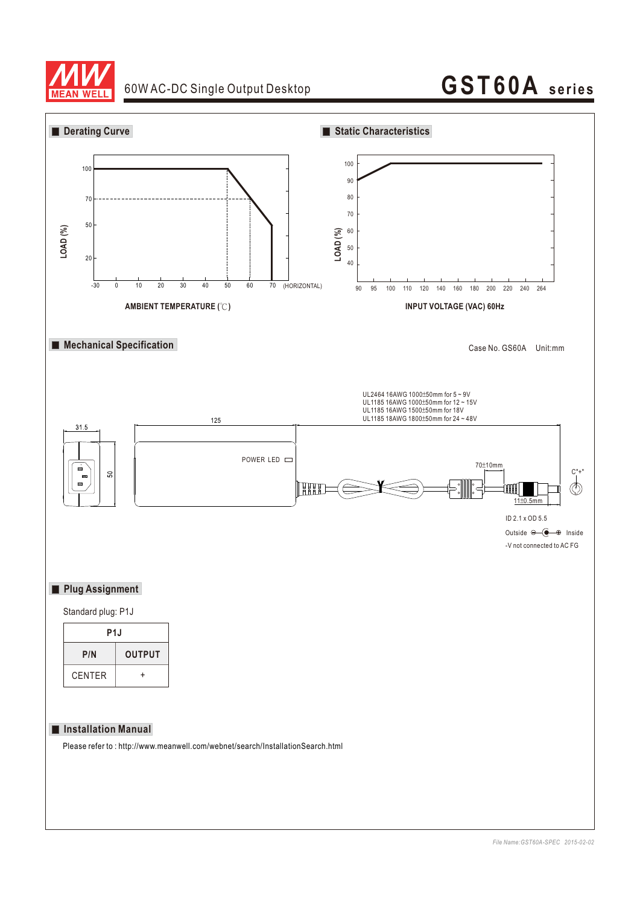60W AC-DC Single Output Desktop

# GST60A series

## Derating Curve

100
70
50
20
LOAD (%)
-30 0 10 20 30 40 50 60 70 (HORIZONTAL)
AMBIENT TEMPERATURE (℃)

## Static Characteristics

100
90
80
70
60
50
40
LOAD (%)
90 95 100 110 120 140 160 180 200 220 240 264
INPUT VOLTAGE (VAC) 60Hz

## Mechanical Specification

Case No. GS60A Unit:mm

UL2464 16AWG 1000±50mm for 5 ~ 9V
UL1185 16AWG 1000±50mm for 12 ~ 15V
UL1185 16AWG 1500±50mm for 18V
UL1185 18AWG 1800±50mm for 24 ~ 48V

31.5
125
50
POWER LED
70±10mm
11±0.5mm
C"+"

ID 2.1 x OD 5.5

Outside ⊖—●—⊕ Inside

-V not connected to AC FG

## Plug Assignment

Standard plug: P1J

| P1J | |
|---|---|
| P/N | OUTPUT |
| CENTER | + |

## Installation Manual

Please refer to : http://www.meanwell.com/webnet/search/InstallationSearch.html

*File Name:GST60A-SPEC 2015-02-02*